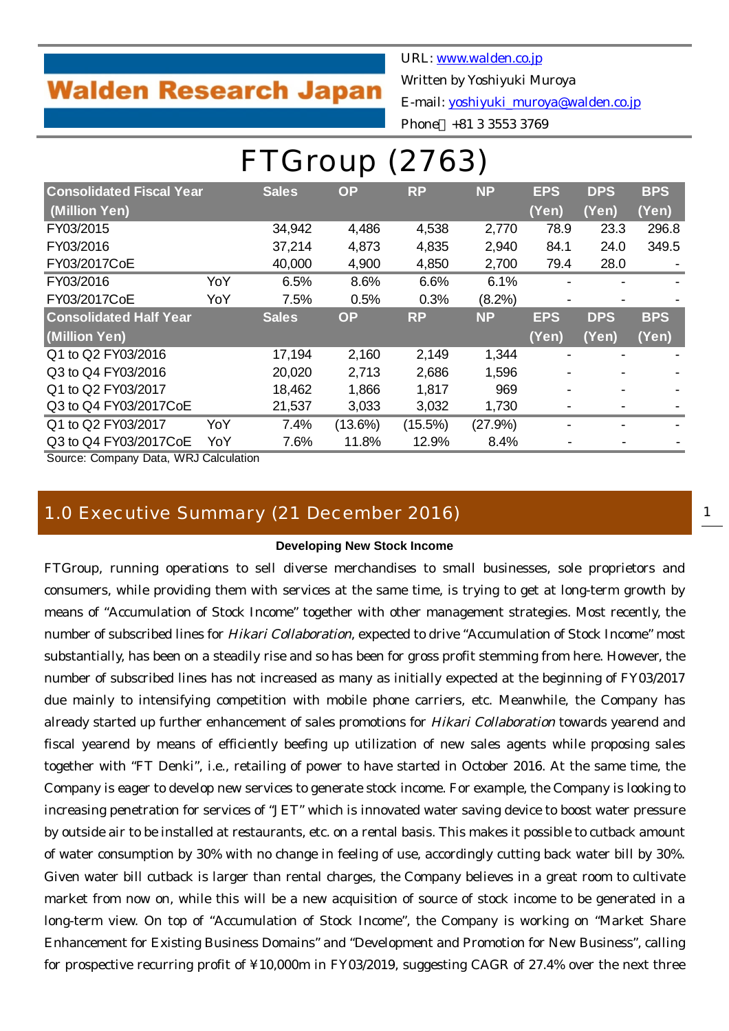Walden Research Japan

URL: www.walden.co.jp
Written by Yoshiyuki Muroya
E-mail: yoshiyuki_muroya@walden.co.jp
Phone：+81 3 3553 3769

# FTGroup (2763)

| Consolidated Fiscal Year (Million Yen) | | Sales | OP | RP | NP | EPS (Yen) | DPS (Yen) | BPS (Yen) |
|---|---|---|---|---|---|---|---|---|
| FY03/2015 | | 34,942 | 4,486 | 4,538 | 2,770 | 78.9 | 23.3 | 296.8 |
| FY03/2016 | | 37,214 | 4,873 | 4,835 | 2,940 | 84.1 | 24.0 | 349.5 |
| FY03/2017CoE | | 40,000 | 4,900 | 4,850 | 2,700 | 79.4 | 28.0 | - |
| FY03/2016 | YoY | 6.5% | 8.6% | 6.6% | 6.1% | - | - | - |
| FY03/2017CoE | YoY | 7.5% | 0.5% | 0.3% | (8.2%) | - | - | - |
| **Consolidated Half Year (Million Yen)** | | **Sales** | **OP** | **RP** | **NP** | **EPS (Yen)** | **DPS (Yen)** | **BPS (Yen)** |
| Q1 to Q2 FY03/2016 | | 17,194 | 2,160 | 2,149 | 1,344 | - | - | - |
| Q3 to Q4 FY03/2016 | | 20,020 | 2,713 | 2,686 | 1,596 | - | - | - |
| Q1 to Q2 FY03/2017 | | 18,462 | 1,866 | 1,817 | 969 | - | - | - |
| Q3 to Q4 FY03/2017CoE | | 21,537 | 3,033 | 3,032 | 1,730 | - | - | - |
| Q1 to Q2 FY03/2017 | YoY | 7.4% | (13.6%) | (15.5%) | (27.9%) | - | - | - |
| Q3 to Q4 FY03/2017CoE | YoY | 7.6% | 11.8% | 12.9% | 8.4% | - | - | - |

Source: Company Data, WRJ Calculation

## 1.0 Executive Summary (21 December 2016)

**Developing New Stock Income**

FTGroup, running operations to sell diverse merchandises to small businesses, sole proprietors and consumers, while providing them with services at the same time, is trying to get at long-term growth by means of "Accumulation of Stock Income" together with other management strategies. Most recently, the number of subscribed lines for *Hikari Collaboration*, expected to drive "Accumulation of Stock Income" most substantially, has been on a steadily rise and so has been for gross profit stemming from here. However, the number of subscribed lines has not increased as many as initially expected at the beginning of FY03/2017 due mainly to intensifying competition with mobile phone carriers, etc. Meanwhile, the Company has already started up further enhancement of sales promotions for *Hikari Collaboration* towards yearend and fiscal yearend by means of efficiently beefing up utilization of new sales agents while proposing sales together with "FT Denki", i.e., retailing of power to have started in October 2016. At the same time, the Company is eager to develop new services to generate stock income. For example, the Company is looking to increasing penetration for services of "JET" which is innovated water saving device to boost water pressure by outside air to be installed at restaurants, etc. on a rental basis. This makes it possible to cutback amount of water consumption by 30% with no change in feeling of use, accordingly cutting back water bill by 30%. Given water bill cutback is larger than rental charges, the Company believes in a great room to cultivate market from now on, while this will be a new acquisition of source of stock income to be generated in a long-term view. On top of "Accumulation of Stock Income", the Company is working on "Market Share Enhancement for Existing Business Domains" and "Development and Promotion for New Business", calling for prospective recurring profit of ¥10,000m in FY03/2019, suggesting CAGR of 27.4% over the next three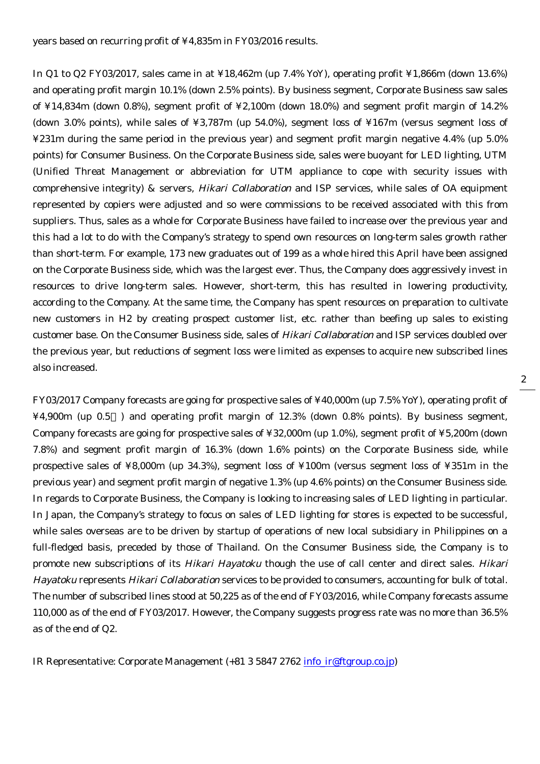years based on recurring profit of ¥4,835m in FY03/2016 results.

In Q1 to Q2 FY03/2017, sales came in at ¥18,462m (up 7.4% YoY), operating profit ¥1,866m (down 13.6%) and operating profit margin 10.1% (down 2.5% points). By business segment, Corporate Business saw sales of ¥14,834m (down 0.8%), segment profit of ¥2,100m (down 18.0%) and segment profit margin of 14.2% (down 3.0% points), while sales of ¥3,787m (up 54.0%), segment loss of ¥167m (versus segment loss of ¥231m during the same period in the previous year) and segment profit margin negative 4.4% (up 5.0% points) for Consumer Business. On the Corporate Business side, sales were buoyant for LED lighting, UTM (Unified Threat Management or abbreviation for UTM appliance to cope with security issues with comprehensive integrity) & servers, *Hikari Collaboration* and ISP services, while sales of OA equipment represented by copiers were adjusted and so were commissions to be received associated with this from suppliers. Thus, sales as a whole for Corporate Business have failed to increase over the previous year and this had a lot to do with the Company's strategy to spend own resources on long-term sales growth rather than short-term. For example, 173 new graduates out of 199 as a whole hired this April have been assigned on the Corporate Business side, which was the largest ever. Thus, the Company does aggressively invest in resources to drive long-term sales. However, short-term, this has resulted in lowering productivity, according to the Company. At the same time, the Company has spent resources on preparation to cultivate new customers in H2 by creating prospect customer list, etc. rather than beefing up sales to existing customer base. On the Consumer Business side, sales of *Hikari Collaboration* and ISP services doubled over the previous year, but reductions of segment loss were limited as expenses to acquire new subscribed lines also increased.

FY03/2017 Company forecasts are going for prospective sales of ¥40,000m (up 7.5% YoY), operating profit of ¥4,900m (up 0.5％) and operating profit margin of 12.3% (down 0.8% points). By business segment, Company forecasts are going for prospective sales of ¥32,000m (up 1.0%), segment profit of ¥5,200m (down 7.8%) and segment profit margin of 16.3% (down 1.6% points) on the Corporate Business side, while prospective sales of ¥8,000m (up 34.3%), segment loss of ¥100m (versus segment loss of ¥351m in the previous year) and segment profit margin of negative 1.3% (up 4.6% points) on the Consumer Business side. In regards to Corporate Business, the Company is looking to increasing sales of LED lighting in particular. In Japan, the Company's strategy to focus on sales of LED lighting for stores is expected to be successful, while sales overseas are to be driven by startup of operations of new local subsidiary in Philippines on a full-fledged basis, preceded by those of Thailand. On the Consumer Business side, the Company is to promote new subscriptions of its *Hikari Hayatoku* though the use of call center and direct sales. *Hikari Hayatoku* represents *Hikari Collaboration* services to be provided to consumers, accounting for bulk of total. The number of subscribed lines stood at 50,225 as of the end of FY03/2016, while Company forecasts assume 110,000 as of the end of FY03/2017. However, the Company suggests progress rate was no more than 36.5% as of the end of Q2.

IR Representative: Corporate Management (+81 3 5847 2762 info_ir@ftgroup.co.jp)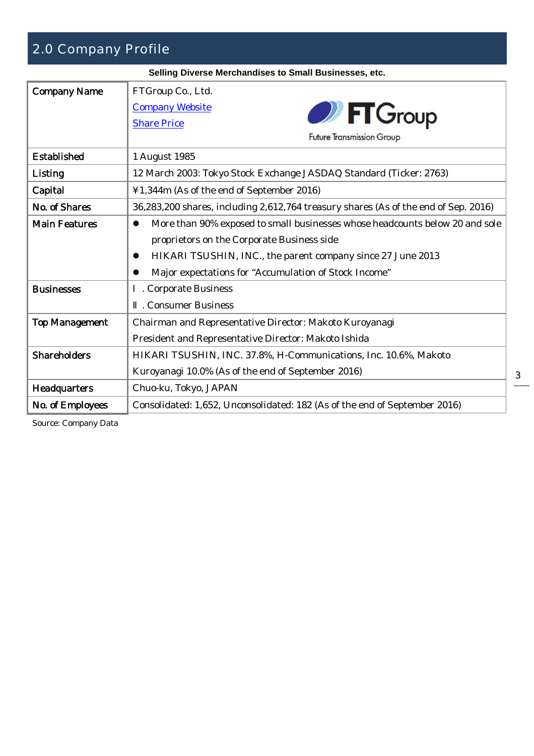## 2.0 Company Profile

**Selling Diverse Merchandises to Small Businesses, etc.**

| | |
|---|---|
| Company Name | FTGroup Co., Ltd.<br>Company Website<br>Share Price<br>FTGroup Future Transmission Group |
| Established | 1 August 1985 |
| Listing | 12 March 2003: Tokyo Stock Exchange JASDAQ Standard (Ticker: 2763) |
| Capital | ¥1,344m (As of the end of September 2016) |
| No. of Shares | 36,283,200 shares, including 2,612,764 treasury shares (As of the end of Sep. 2016) |
| Main Features | ● More than 90% exposed to small businesses whose headcounts below 20 and sole proprietors on the Corporate Business side<br>● HIKARI TSUSHIN, INC., the parent company since 27 June 2013<br>● Major expectations for "Accumulation of Stock Income" |
| Businesses | Ⅰ. Corporate Business<br>Ⅱ. Consumer Business |
| Top Management | Chairman and Representative Director: Makoto Kuroyanagi<br>President and Representative Director: Makoto Ishida |
| Shareholders | HIKARI TSUSHIN, INC. 37.8%, H-Communications, Inc. 10.6%, Makoto Kuroyanagi 10.0% (As of the end of September 2016) |
| Headquarters | Chuo-ku, Tokyo, JAPAN |
| No. of Employees | Consolidated: 1,652, Unconsolidated: 182 (As of the end of September 2016) |

Source: Company Data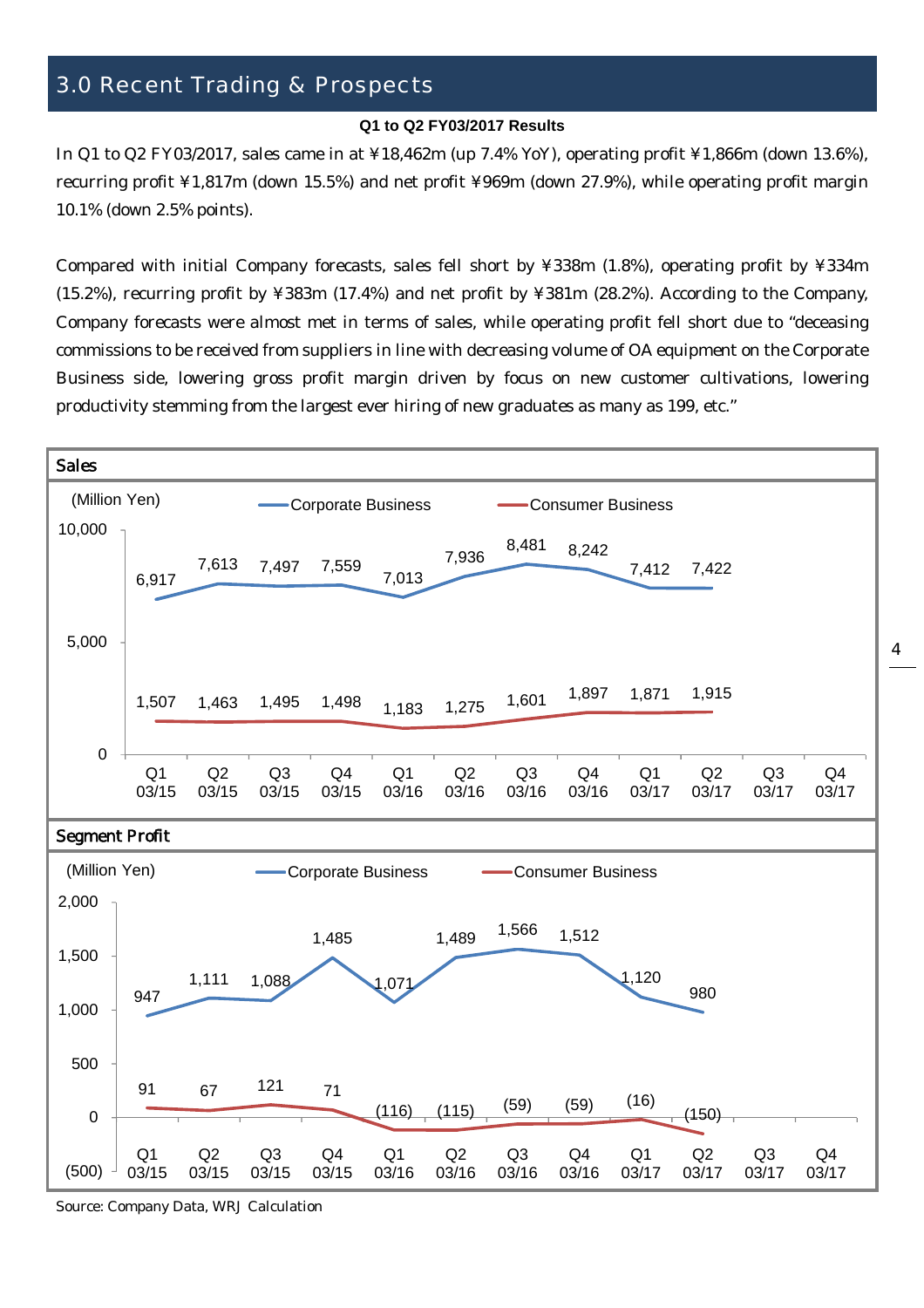## 3.0 Recent Trading & Prospects

**Q1 to Q2 FY03/2017 Results**

In Q1 to Q2 FY03/2017, sales came in at ¥18,462m (up 7.4% YoY), operating profit ¥1,866m (down 13.6%), recurring profit ¥1,817m (down 15.5%) and net profit ¥969m (down 27.9%), while operating profit margin 10.1% (down 2.5% points).

Compared with initial Company forecasts, sales fell short by ¥338m (1.8%), operating profit by ¥334m (15.2%), recurring profit by ¥383m (17.4%) and net profit by ¥381m (28.2%). According to the Company, Company forecasts were almost met in terms of sales, while operating profit fell short due to "deceasing commissions to be received from suppliers in line with decreasing volume of OA equipment on the Corporate Business side, lowering gross profit margin driven by focus on new customer cultivations, lowering productivity stemming from the largest ever hiring of new graduates as many as 199, etc."

**Sales**

(Million Yen)

| | Q1 03/15 | Q2 03/15 | Q3 03/15 | Q4 03/15 | Q1 03/16 | Q2 03/16 | Q3 03/16 | Q4 03/16 | Q1 03/17 | Q2 03/17 | Q3 03/17 | Q4 03/17 |
|---|---|---|---|---|---|---|---|---|---|---|---|---|
| Corporate Business | 6,917 | 7,613 | 7,497 | 7,559 | 7,013 | 7,936 | 8,481 | 8,242 | 7,412 | 7,422 | | |
| Consumer Business | 1,507 | 1,463 | 1,495 | 1,498 | 1,183 | 1,275 | 1,601 | 1,897 | 1,871 | 1,915 | | |

**Segment Profit**

(Million Yen)

| | Q1 03/15 | Q2 03/15 | Q3 03/15 | Q4 03/15 | Q1 03/16 | Q2 03/16 | Q3 03/16 | Q4 03/16 | Q1 03/17 | Q2 03/17 | Q3 03/17 | Q4 03/17 |
|---|---|---|---|---|---|---|---|---|---|---|---|---|
| Corporate Business | 947 | 1,111 | 1,088 | 1,485 | 1,071 | 1,489 | 1,566 | 1,512 | 1,120 | 980 | | |
| Consumer Business | 91 | 67 | 121 | 71 | (116) | (115) | (59) | (59) | (16) | (150) | | |

Source: Company Data, WRJ Calculation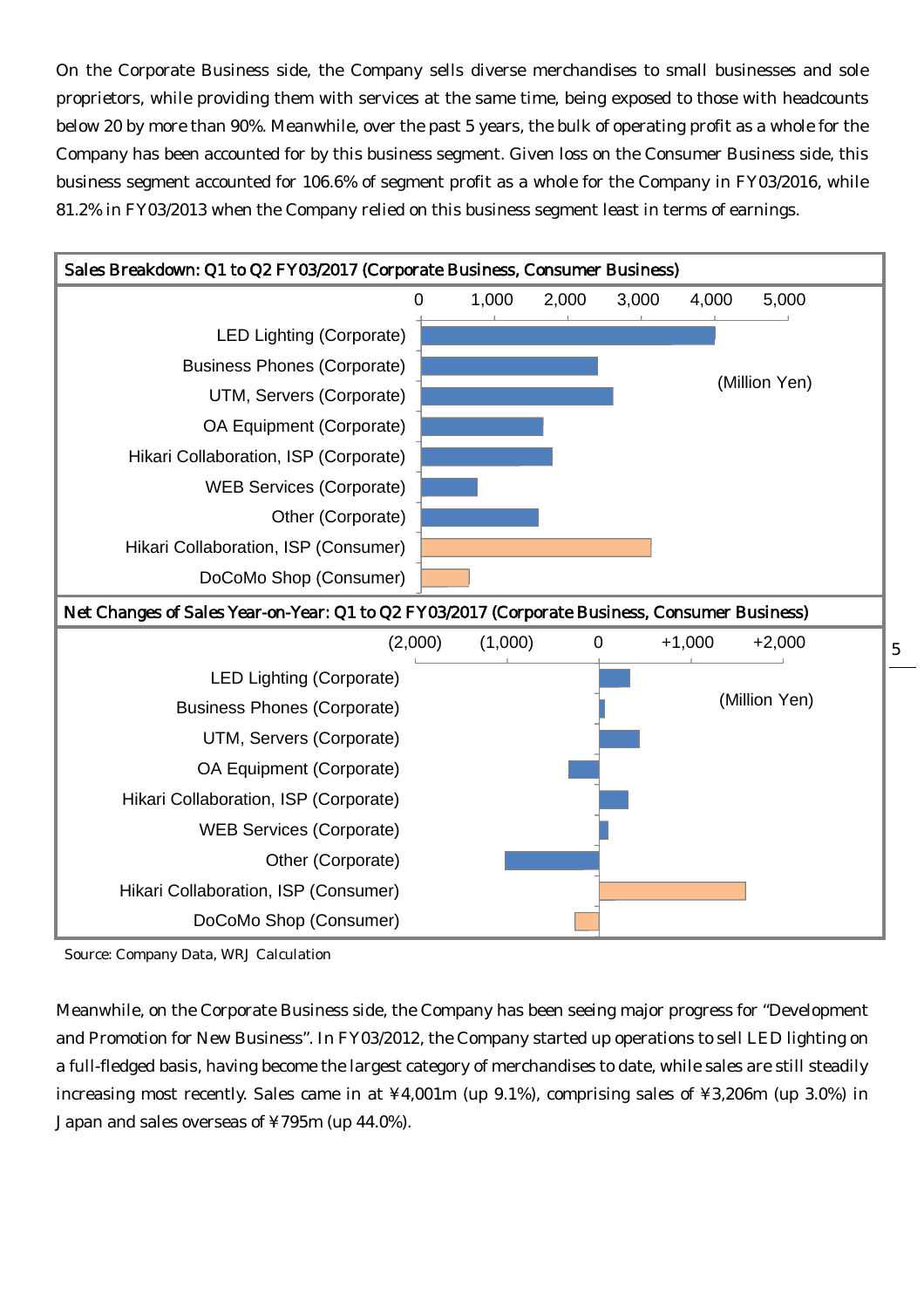On the Corporate Business side, the Company sells diverse merchandises to small businesses and sole proprietors, while providing them with services at the same time, being exposed to those with headcounts below 20 by more than 90%. Meanwhile, over the past 5 years, the bulk of operating profit as a whole for the Company has been accounted for by this business segment. Given loss on the Consumer Business side, this business segment accounted for 106.6% of segment profit as a whole for the Company in FY03/2016, while 81.2% in FY03/2013 when the Company relied on this business segment least in terms of earnings.

**Sales Breakdown: Q1 to Q2 FY03/2017 (Corporate Business, Consumer Business)**

(Million Yen)

- LED Lighting (Corporate)
- Business Phones (Corporate)
- UTM, Servers (Corporate)
- OA Equipment (Corporate)
- Hikari Collaboration, ISP (Corporate)
- WEB Services (Corporate)
- Other (Corporate)
- Hikari Collaboration, ISP (Consumer)
- DoCoMo Shop (Consumer)

**Net Changes of Sales Year-on-Year: Q1 to Q2 FY03/2017 (Corporate Business, Consumer Business)**

(Million Yen)

- LED Lighting (Corporate)
- Business Phones (Corporate)
- UTM, Servers (Corporate)
- OA Equipment (Corporate)
- Hikari Collaboration, ISP (Corporate)
- WEB Services (Corporate)
- Other (Corporate)
- Hikari Collaboration, ISP (Consumer)
- DoCoMo Shop (Consumer)

Source: Company Data, WRJ Calculation

Meanwhile, on the Corporate Business side, the Company has been seeing major progress for "Development and Promotion for New Business". In FY03/2012, the Company started up operations to sell LED lighting on a full-fledged basis, having become the largest category of merchandises to date, while sales are still steadily increasing most recently. Sales came in at ¥4,001m (up 9.1%), comprising sales of ¥3,206m (up 3.0%) in Japan and sales overseas of ¥795m (up 44.0%).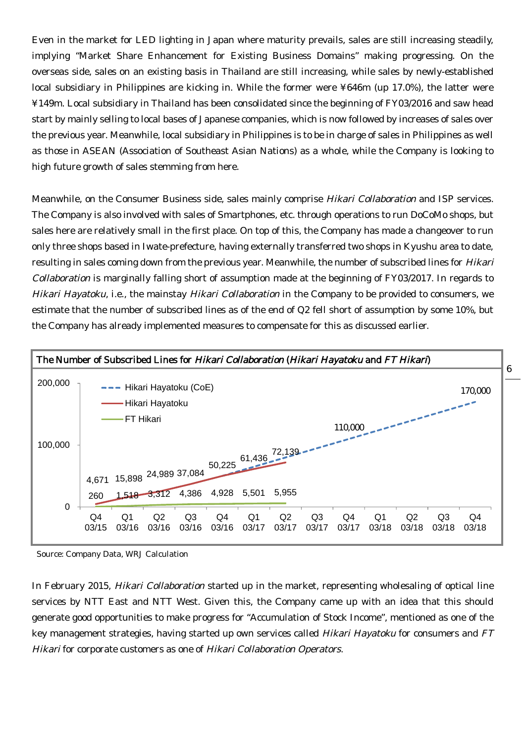Even in the market for LED lighting in Japan where maturity prevails, sales are still increasing steadily, implying "Market Share Enhancement for Existing Business Domains" making progressing. On the overseas side, sales on an existing basis in Thailand are still increasing, while sales by newly-established local subsidiary in Philippines are kicking in. While the former were ¥646m (up 17.0%), the latter were ¥149m. Local subsidiary in Thailand has been consolidated since the beginning of FY03/2016 and saw head start by mainly selling to local bases of Japanese companies, which is now followed by increases of sales over the previous year. Meanwhile, local subsidiary in Philippines is to be in charge of sales in Philippines as well as those in ASEAN (Association of Southeast Asian Nations) as a whole, while the Company is looking to high future growth of sales stemming from here.

Meanwhile, on the Consumer Business side, sales mainly comprise *Hikari Collaboration* and ISP services. The Company is also involved with sales of Smartphones, etc. through operations to run DoCoMo shops, but sales here are relatively small in the first place. On top of this, the Company has made a changeover to run only three shops based in Iwate-prefecture, having externally transferred two shops in Kyushu area to date, resulting in sales coming down from the previous year. Meanwhile, the number of subscribed lines for *Hikari Collaboration* is marginally falling short of assumption made at the beginning of FY03/2017. In regards to *Hikari Hayatoku*, i.e., the mainstay *Hikari Collaboration* in the Company to be provided to consumers, we estimate that the number of subscribed lines as of the end of Q2 fell short of assumption by some 10%, but the Company has already implemented measures to compensate for this as discussed earlier.

**The Number of Subscribed Lines for *Hikari Collaboration* (*Hikari Hayatoku* and *FT Hikari*)**

| | Q4 03/15 | Q1 03/16 | Q2 03/16 | Q3 03/16 | Q4 03/16 | Q1 03/17 | Q2 03/17 | Q3 03/17 | Q4 03/17 | Q1 03/18 | Q2 03/18 | Q3 03/18 | Q4 03/18 |
|---|---|---|---|---|---|---|---|---|---|---|---|---|---|
| Hikari Hayatoku (CoE) | | | | | | | 72,139 | | 110,000 | | | | 170,000 |
| Hikari Hayatoku | 4,671 | 15,898 | 24,989 | 37,084 | 50,225 | 61,436 | | | | | | | |
| FT Hikari | 260 | 1,518 | 3,312 | 4,386 | 4,928 | 5,501 | 5,955 | | | | | | |

Source: Company Data, WRJ Calculation

In February 2015, *Hikari Collaboration* started up in the market, representing wholesaling of optical line services by NTT East and NTT West. Given this, the Company came up with an idea that this should generate good opportunities to make progress for "Accumulation of Stock Income", mentioned as one of the key management strategies, having started up own services called *Hikari Hayatoku* for consumers and *FT Hikari* for corporate customers as one of *Hikari Collaboration Operators*.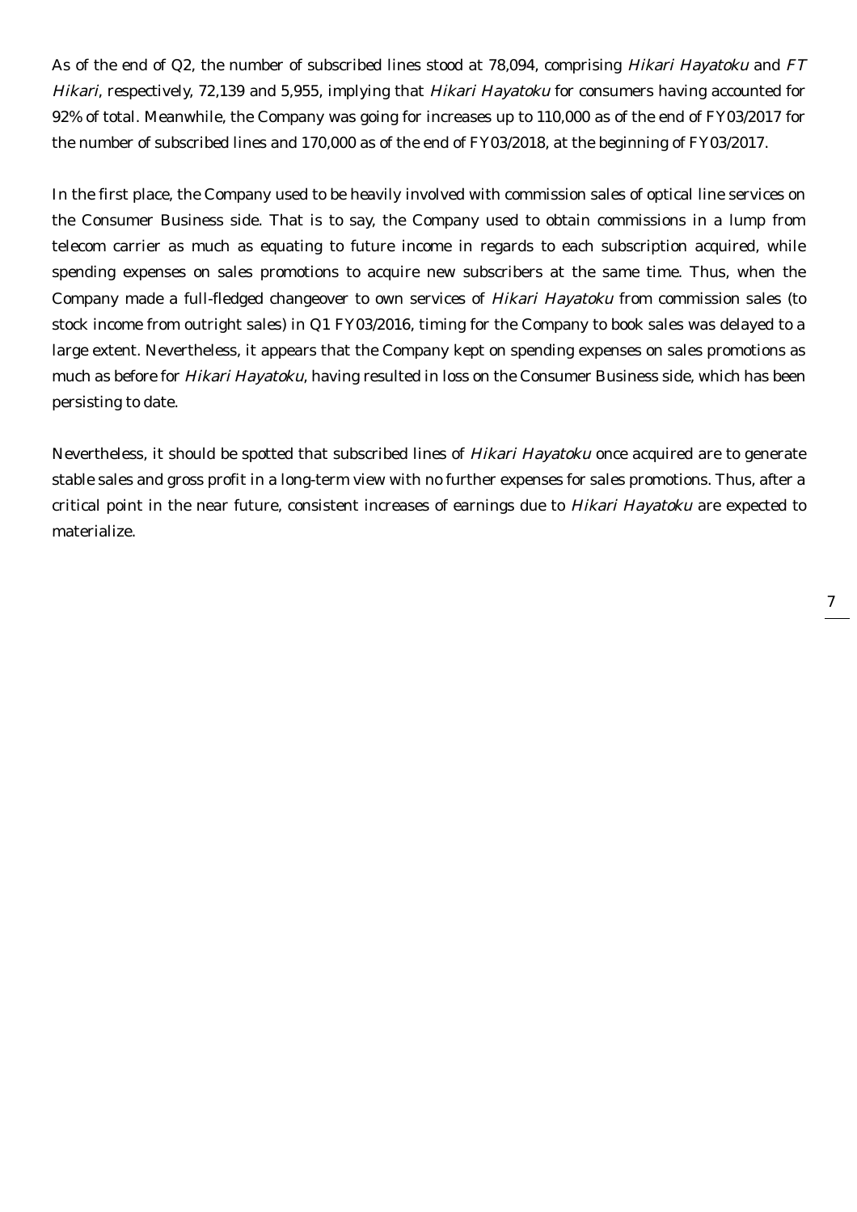As of the end of Q2, the number of subscribed lines stood at 78,094, comprising *Hikari Hayatoku* and *FT Hikari*, respectively, 72,139 and 5,955, implying that *Hikari Hayatoku* for consumers having accounted for 92% of total. Meanwhile, the Company was going for increases up to 110,000 as of the end of FY03/2017 for the number of subscribed lines and 170,000 as of the end of FY03/2018, at the beginning of FY03/2017.

In the first place, the Company used to be heavily involved with commission sales of optical line services on the Consumer Business side. That is to say, the Company used to obtain commissions in a lump from telecom carrier as much as equating to future income in regards to each subscription acquired, while spending expenses on sales promotions to acquire new subscribers at the same time. Thus, when the Company made a full-fledged changeover to own services of *Hikari Hayatoku* from commission sales (to stock income from outright sales) in Q1 FY03/2016, timing for the Company to book sales was delayed to a large extent. Nevertheless, it appears that the Company kept on spending expenses on sales promotions as much as before for *Hikari Hayatoku*, having resulted in loss on the Consumer Business side, which has been persisting to date.

Nevertheless, it should be spotted that subscribed lines of *Hikari Hayatoku* once acquired are to generate stable sales and gross profit in a long-term view with no further expenses for sales promotions. Thus, after a critical point in the near future, consistent increases of earnings due to *Hikari Hayatoku* are expected to materialize.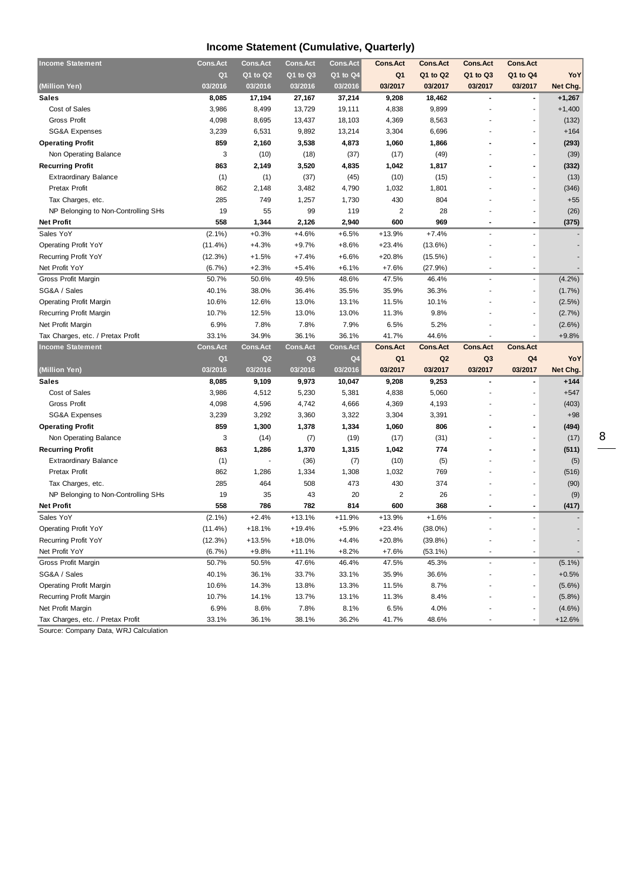# Income Statement (Cumulative, Quarterly)

| Income Statement | Cons.Act | Cons.Act | Cons.Act | Cons.Act | Cons.Act | Cons.Act | Cons.Act | Cons.Act | |
|---|---|---|---|---|---|---|---|---|---|
| | Q1 | Q1 to Q2 | Q1 to Q3 | Q1 to Q4 | Q1 | Q1 to Q2 | Q1 to Q3 | Q1 to Q4 | YoY |
| (Million Yen) | 03/2016 | 03/2016 | 03/2016 | 03/2016 | 03/2017 | 03/2017 | 03/2017 | 03/2017 | Net Chg. |
| **Sales** | **8,085** | **17,194** | **27,167** | **37,214** | **9,208** | **18,462** | **-** | **-** | **+1,267** |
| Cost of Sales | 3,986 | 8,499 | 13,729 | 19,111 | 4,838 | 9,899 | - | - | +1,400 |
| Gross Profit | 4,098 | 8,695 | 13,437 | 18,103 | 4,369 | 8,563 | - | - | (132) |
| SG&A Expenses | 3,239 | 6,531 | 9,892 | 13,214 | 3,304 | 6,696 | - | - | +164 |
| **Operating Profit** | **859** | **2,160** | **3,538** | **4,873** | **1,060** | **1,866** | **-** | **-** | **(293)** |
| Non Operating Balance | 3 | (10) | (18) | (37) | (17) | (49) | - | - | (39) |
| **Recurring Profit** | **863** | **2,149** | **3,520** | **4,835** | **1,042** | **1,817** | **-** | **-** | **(332)** |
| Extraordinary Balance | (1) | (1) | (37) | (45) | (10) | (15) | - | - | (13) |
| Pretax Profit | 862 | 2,148 | 3,482 | 4,790 | 1,032 | 1,801 | - | - | (346) |
| Tax Charges, etc. | 285 | 749 | 1,257 | 1,730 | 430 | 804 | - | - | +55 |
| NP Belonging to Non-Controlling SHs | 19 | 55 | 99 | 119 | 2 | 28 | - | - | (26) |
| **Net Profit** | **558** | **1,344** | **2,126** | **2,940** | **600** | **969** | **-** | **-** | **(375)** |
| Sales YoY | (2.1%) | +0.3% | +4.6% | +6.5% | +13.9% | +7.4% | - | - | - |
| Operating Profit YoY | (11.4%) | +4.3% | +9.7% | +8.6% | +23.4% | (13.6%) | - | - | - |
| Recurring Profit YoY | (12.3%) | +1.5% | +7.4% | +6.6% | +20.8% | (15.5%) | - | - | - |
| Net Profit YoY | (6.7%) | +2.3% | +5.4% | +6.1% | +7.6% | (27.9%) | - | - | - |
| Gross Profit Margin | 50.7% | 50.6% | 49.5% | 48.6% | 47.5% | 46.4% | - | - | (4.2%) |
| SG&A / Sales | 40.1% | 38.0% | 36.4% | 35.5% | 35.9% | 36.3% | - | - | (1.7%) |
| Operating Profit Margin | 10.6% | 12.6% | 13.0% | 13.1% | 11.5% | 10.1% | - | - | (2.5%) |
| Recurring Profit Margin | 10.7% | 12.5% | 13.0% | 13.0% | 11.3% | 9.8% | - | - | (2.7%) |
| Net Profit Margin | 6.9% | 7.8% | 7.8% | 7.9% | 6.5% | 5.2% | - | - | (2.6%) |
| Tax Charges, etc. / Pretax Profit | 33.1% | 34.9% | 36.1% | 36.1% | 41.7% | 44.6% | - | - | +9.8% |

| Income Statement | Cons.Act | Cons.Act | Cons.Act | Cons.Act | Cons.Act | Cons.Act | Cons.Act | Cons.Act | |
|---|---|---|---|---|---|---|---|---|---|
| | Q1 | Q2 | Q3 | Q4 | Q1 | Q2 | Q3 | Q4 | YoY |
| (Million Yen) | 03/2016 | 03/2016 | 03/2016 | 03/2016 | 03/2017 | 03/2017 | 03/2017 | 03/2017 | Net Chg. |
| **Sales** | **8,085** | **9,109** | **9,973** | **10,047** | **9,208** | **9,253** | **-** | **-** | **+144** |
| Cost of Sales | 3,986 | 4,512 | 5,230 | 5,381 | 4,838 | 5,060 | - | - | +547 |
| Gross Profit | 4,098 | 4,596 | 4,742 | 4,666 | 4,369 | 4,193 | - | - | (403) |
| SG&A Expenses | 3,239 | 3,292 | 3,360 | 3,322 | 3,304 | 3,391 | - | - | +98 |
| **Operating Profit** | **859** | **1,300** | **1,378** | **1,334** | **1,060** | **806** | **-** | **-** | **(494)** |
| Non Operating Balance | 3 | (14) | (7) | (19) | (17) | (31) | - | - | (17) |
| **Recurring Profit** | **863** | **1,286** | **1,370** | **1,315** | **1,042** | **774** | **-** | **-** | **(511)** |
| Extraordinary Balance | (1) | - | (36) | (7) | (10) | (5) | - | - | (5) |
| Pretax Profit | 862 | 1,286 | 1,334 | 1,308 | 1,032 | 769 | - | - | (516) |
| Tax Charges, etc. | 285 | 464 | 508 | 473 | 430 | 374 | - | - | (90) |
| NP Belonging to Non-Controlling SHs | 19 | 35 | 43 | 20 | 2 | 26 | - | - | (9) |
| **Net Profit** | **558** | **786** | **782** | **814** | **600** | **368** | **-** | **-** | **(417)** |
| Sales YoY | (2.1%) | +2.4% | +13.1% | +11.9% | +13.9% | +1.6% | - | - | - |
| Operating Profit YoY | (11.4%) | +18.1% | +19.4% | +5.9% | +23.4% | (38.0%) | - | - | - |
| Recurring Profit YoY | (12.3%) | +13.5% | +18.0% | +4.4% | +20.8% | (39.8%) | - | - | - |
| Net Profit YoY | (6.7%) | +9.8% | +11.1% | +8.2% | +7.6% | (53.1%) | - | - | - |
| Gross Profit Margin | 50.7% | 50.5% | 47.6% | 46.4% | 47.5% | 45.3% | - | - | (5.1%) |
| SG&A / Sales | 40.1% | 36.1% | 33.7% | 33.1% | 35.9% | 36.6% | - | - | +0.5% |
| Operating Profit Margin | 10.6% | 14.3% | 13.8% | 13.3% | 11.5% | 8.7% | - | - | (5.6%) |
| Recurring Profit Margin | 10.7% | 14.1% | 13.7% | 13.1% | 11.3% | 8.4% | - | - | (5.8%) |
| Net Profit Margin | 6.9% | 8.6% | 7.8% | 8.1% | 6.5% | 4.0% | - | - | (4.6%) |
| Tax Charges, etc. / Pretax Profit | 33.1% | 36.1% | 38.1% | 36.2% | 41.7% | 48.6% | - | - | +12.6% |

Source: Company Data, WRJ Calculation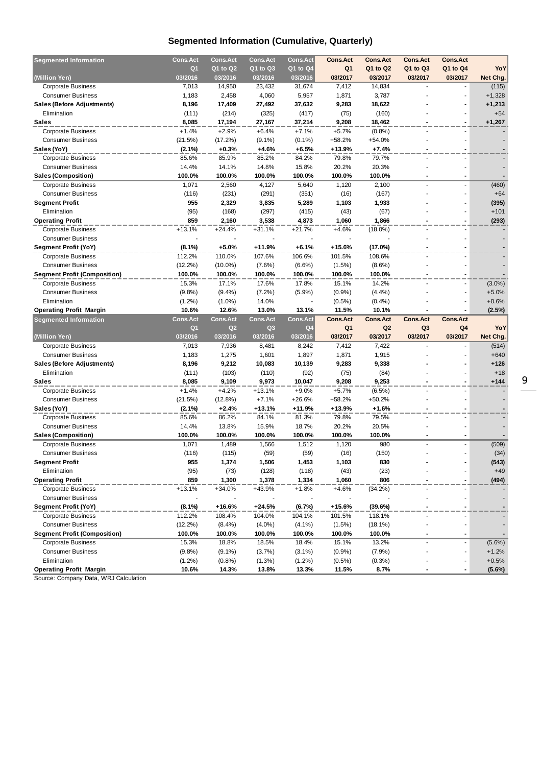# Segmented Information (Cumulative, Quarterly)

| Segmented Information | Cons.Act | Cons.Act | Cons.Act | Cons.Act | Cons.Act | Cons.Act | Cons.Act | Cons.Act | |
|---|---|---|---|---|---|---|---|---|---|
| | Q1 | Q1 to Q2 | Q1 to Q3 | Q1 to Q4 | Q1 | Q1 to Q2 | Q1 to Q3 | Q1 to Q4 | YoY |
| (Million Yen) | 03/2016 | 03/2016 | 03/2016 | 03/2016 | 03/2017 | 03/2017 | 03/2017 | 03/2017 | Net Chg. |
| Corporate Business | 7,013 | 14,950 | 23,432 | 31,674 | 7,412 | 14,834 | - | - | (115) |
| Consumer Business | 1,183 | 2,458 | 4,060 | 5,957 | 1,871 | 3,787 | - | - | +1,328 |
| **Sales (Before Adjustments)** | **8,196** | **17,409** | **27,492** | **37,632** | **9,283** | **18,622** | **-** | **-** | **+1,213** |
| Elimination | (111) | (214) | (325) | (417) | (75) | (160) | - | - | +54 |
| **Sales** | **8,085** | **17,194** | **27,167** | **37,214** | **9,208** | **18,462** | **-** | **-** | **+1,267** |
| Corporate Business | +1.4% | +2.9% | +6.4% | +7.1% | +5.7% | (0.8%) | - | - | - |
| Consumer Business | (21.5%) | (17.2%) | (9.1%) | (0.1%) | +58.2% | +54.0% | - | - | - |
| **Sales (YoY)** | **(2.1%)** | **+0.3%** | **+4.6%** | **+6.5%** | **+13.9%** | **+7.4%** | **-** | **-** | **-** |
| Corporate Business | 85.6% | 85.9% | 85.2% | 84.2% | 79.8% | 79.7% | - | - | - |
| Consumer Business | 14.4% | 14.1% | 14.8% | 15.8% | 20.2% | 20.3% | - | - | - |
| **Sales (Composition)** | **100.0%** | **100.0%** | **100.0%** | **100.0%** | **100.0%** | **100.0%** | **-** | **-** | **-** |
| Corporate Business | 1,071 | 2,560 | 4,127 | 5,640 | 1,120 | 2,100 | - | - | (460) |
| Consumer Business | (116) | (231) | (291) | (351) | (16) | (167) | - | - | +64 |
| **Segment Profit** | **955** | **2,329** | **3,835** | **5,289** | **1,103** | **1,933** | **-** | **-** | **(395)** |
| Elimination | (95) | (168) | (297) | (415) | (43) | (67) | - | - | +101 |
| **Operating Profit** | **859** | **2,160** | **3,538** | **4,873** | **1,060** | **1,866** | **-** | **-** | **(293)** |
| Corporate Business | +13.1% | +24.4% | +31.1% | +21.7% | +4.6% | (18.0%) | - | - | - |
| Consumer Business | - | - | - | - | - | - | - | - | - |
| **Segment Profit (YoY)** | **(8.1%)** | **+5.0%** | **+11.9%** | **+6.1%** | **+15.6%** | **(17.0%)** | **-** | **-** | **-** |
| Corporate Business | 112.2% | 110.0% | 107.6% | 106.6% | 101.5% | 108.6% | - | - | - |
| Consumer Business | (12.2%) | (10.0%) | (7.6%) | (6.6%) | (1.5%) | (8.6%) | - | - | - |
| **Segment Profit (Composition)** | **100.0%** | **100.0%** | **100.0%** | **100.0%** | **100.0%** | **100.0%** | **-** | **-** | **-** |
| Corporate Business | 15.3% | 17.1% | 17.6% | 17.8% | 15.1% | 14.2% | - | - | (3.0%) |
| Consumer Business | (9.8%) | (9.4%) | (7.2%) | (5.9%) | (0.9%) | (4.4%) | - | - | +5.0% |
| Elimination | (1.2%) | (1.0%) | 14.0% | - | (0.5%) | (0.4%) | - | - | +0.6% |
| **Operating Profit Margin** | **10.6%** | **12.6%** | **13.0%** | **13.1%** | **11.5%** | **10.1%** | **-** | **-** | **(2.5%)** |

| Segmented Information | Cons.Act | Cons.Act | Cons.Act | Cons.Act | Cons.Act | Cons.Act | Cons.Act | Cons.Act | |
|---|---|---|---|---|---|---|---|---|---|
| | Q1 | Q2 | Q3 | Q4 | Q1 | Q2 | Q3 | Q4 | YoY |
| (Million Yen) | 03/2016 | 03/2016 | 03/2016 | 03/2016 | 03/2017 | 03/2017 | 03/2017 | 03/2017 | Net Chg. |
| Corporate Business | 7,013 | 7,936 | 8,481 | 8,242 | 7,412 | 7,422 | - | - | (514) |
| Consumer Business | 1,183 | 1,275 | 1,601 | 1,897 | 1,871 | 1,915 | - | - | +640 |
| **Sales (Before Adjustments)** | **8,196** | **9,212** | **10,083** | **10,139** | **9,283** | **9,338** | **-** | **-** | **+126** |
| Elimination | (111) | (103) | (110) | (92) | (75) | (84) | - | - | +18 |
| **Sales** | **8,085** | **9,109** | **9,973** | **10,047** | **9,208** | **9,253** | **-** | **-** | **+144** |
| Corporate Business | +1.4% | +4.2% | +13.1% | +9.0% | +5.7% | (6.5%) | - | - | - |
| Consumer Business | (21.5%) | (12.8%) | +7.1% | +26.6% | +58.2% | +50.2% | - | - | - |
| **Sales (YoY)** | **(2.1%)** | **+2.4%** | **+13.1%** | **+11.9%** | **+13.9%** | **+1.6%** | **-** | **-** | **-** |
| Corporate Business | 85.6% | 86.2% | 84.1% | 81.3% | 79.8% | 79.5% | - | - | - |
| Consumer Business | 14.4% | 13.8% | 15.9% | 18.7% | 20.2% | 20.5% | - | - | - |
| **Sales (Composition)** | **100.0%** | **100.0%** | **100.0%** | **100.0%** | **100.0%** | **100.0%** | **-** | **-** | **-** |
| Corporate Business | 1,071 | 1,489 | 1,566 | 1,512 | 1,120 | 980 | - | - | (509) |
| Consumer Business | (116) | (115) | (59) | (59) | (16) | (150) | - | - | (34) |
| **Segment Profit** | **955** | **1,374** | **1,506** | **1,453** | **1,103** | **830** | **-** | **-** | **(543)** |
| Elimination | (95) | (73) | (128) | (118) | (43) | (23) | - | - | +49 |
| **Operating Profit** | **859** | **1,300** | **1,378** | **1,334** | **1,060** | **806** | **-** | **-** | **(494)** |
| Corporate Business | +13.1% | +34.0% | +43.9% | +1.8% | +4.6% | (34.2%) | - | - | - |
| Consumer Business | - | - | - | - | - | - | - | - | - |
| **Segment Profit (YoY)** | **(8.1%)** | **+16.6%** | **+24.5%** | **(6.7%)** | **+15.6%** | **(39.6%)** | **-** | **-** | **-** |
| Corporate Business | 112.2% | 108.4% | 104.0% | 104.1% | 101.5% | 118.1% | - | - | - |
| Consumer Business | (12.2%) | (8.4%) | (4.0%) | (4.1%) | (1.5%) | (18.1%) | - | - | - |
| **Segment Profit (Composition)** | **100.0%** | **100.0%** | **100.0%** | **100.0%** | **100.0%** | **100.0%** | **-** | **-** | **-** |
| Corporate Business | 15.3% | 18.8% | 18.5% | 18.4% | 15.1% | 13.2% | - | - | (5.6%) |
| Consumer Business | (9.8%) | (9.1%) | (3.7%) | (3.1%) | (0.9%) | (7.9%) | - | - | +1.2% |
| Elimination | (1.2%) | (0.8%) | (1.3%) | (1.2%) | (0.5%) | (0.3%) | - | - | +0.5% |
| **Operating Profit Margin** | **10.6%** | **14.3%** | **13.8%** | **13.3%** | **11.5%** | **8.7%** | **-** | **-** | **(5.6%)** |

Source: Company Data, WRJ Calculation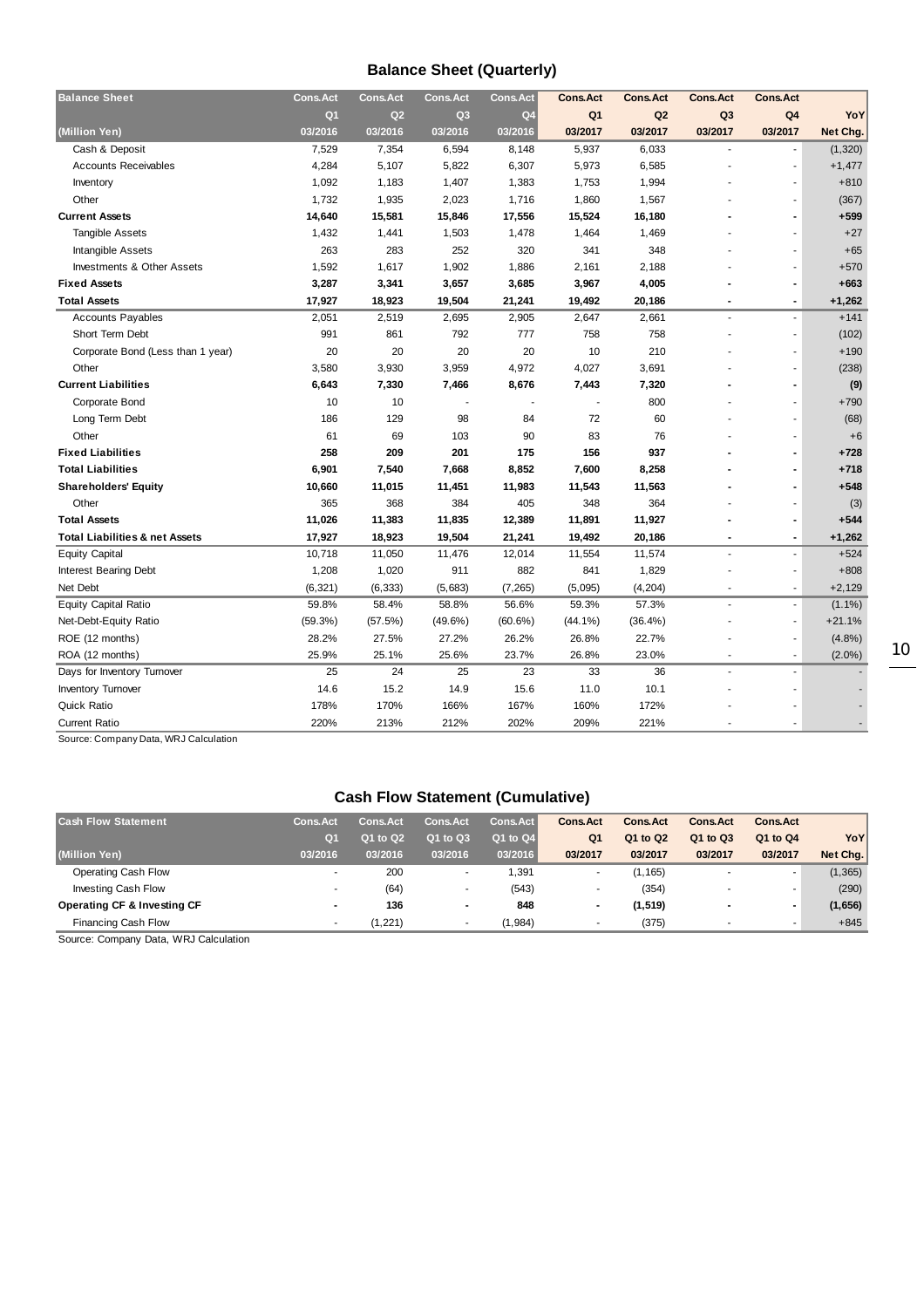## Balance Sheet (Quarterly)

| Balance Sheet | Cons.Act | Cons.Act | Cons.Act | Cons.Act | Cons.Act | Cons.Act | Cons.Act | Cons.Act | |
|---|---|---|---|---|---|---|---|---|---|
| | Q1 | Q2 | Q3 | Q4 | Q1 | Q2 | Q3 | Q4 | YoY |
| (Million Yen) | 03/2016 | 03/2016 | 03/2016 | 03/2016 | 03/2017 | 03/2017 | 03/2017 | 03/2017 | Net Chg. |
| Cash & Deposit | 7,529 | 7,354 | 6,594 | 8,148 | 5,937 | 6,033 | - | - | (1,320) |
| Accounts Receivables | 4,284 | 5,107 | 5,822 | 6,307 | 5,973 | 6,585 | - | - | +1,477 |
| Inventory | 1,092 | 1,183 | 1,407 | 1,383 | 1,753 | 1,994 | - | - | +810 |
| Other | 1,732 | 1,935 | 2,023 | 1,716 | 1,860 | 1,567 | - | - | (367) |
| **Current Assets** | **14,640** | **15,581** | **15,846** | **17,556** | **15,524** | **16,180** | **-** | **-** | **+599** |
| Tangible Assets | 1,432 | 1,441 | 1,503 | 1,478 | 1,464 | 1,469 | - | - | +27 |
| Intangible Assets | 263 | 283 | 252 | 320 | 341 | 348 | - | - | +65 |
| Investments & Other Assets | 1,592 | 1,617 | 1,902 | 1,886 | 2,161 | 2,188 | - | - | +570 |
| **Fixed Assets** | **3,287** | **3,341** | **3,657** | **3,685** | **3,967** | **4,005** | **-** | **-** | **+663** |
| **Total Assets** | **17,927** | **18,923** | **19,504** | **21,241** | **19,492** | **20,186** | **-** | **-** | **+1,262** |
| Accounts Payables | 2,051 | 2,519 | 2,695 | 2,905 | 2,647 | 2,661 | - | - | +141 |
| Short Term Debt | 991 | 861 | 792 | 777 | 758 | 758 | - | - | (102) |
| Corporate Bond (Less than 1 year) | 20 | 20 | 20 | 20 | 10 | 210 | - | - | +190 |
| Other | 3,580 | 3,930 | 3,959 | 4,972 | 4,027 | 3,691 | - | - | (238) |
| **Current Liabilities** | **6,643** | **7,330** | **7,466** | **8,676** | **7,443** | **7,320** | **-** | **-** | **(9)** |
| Corporate Bond | 10 | 10 | - | - | - | 800 | - | - | +790 |
| Long Term Debt | 186 | 129 | 98 | 84 | 72 | 60 | - | - | (68) |
| Other | 61 | 69 | 103 | 90 | 83 | 76 | - | - | +6 |
| **Fixed Liabilities** | **258** | **209** | **201** | **175** | **156** | **937** | **-** | **-** | **+728** |
| **Total Liabilities** | **6,901** | **7,540** | **7,668** | **8,852** | **7,600** | **8,258** | **-** | **-** | **+718** |
| **Shareholders' Equity** | **10,660** | **11,015** | **11,451** | **11,983** | **11,543** | **11,563** | **-** | **-** | **+548** |
| Other | 365 | 368 | 384 | 405 | 348 | 364 | - | - | (3) |
| **Total Assets** | **11,026** | **11,383** | **11,835** | **12,389** | **11,891** | **11,927** | **-** | **-** | **+544** |
| **Total Liabilities & net Assets** | **17,927** | **18,923** | **19,504** | **21,241** | **19,492** | **20,186** | **-** | **-** | **+1,262** |
| Equity Capital | 10,718 | 11,050 | 11,476 | 12,014 | 11,554 | 11,574 | - | - | +524 |
| Interest Bearing Debt | 1,208 | 1,020 | 911 | 882 | 841 | 1,829 | - | - | +808 |
| Net Debt | (6,321) | (6,333) | (5,683) | (7,265) | (5,095) | (4,204) | - | - | +2,129 |
| Equity Capital Ratio | 59.8% | 58.4% | 58.8% | 56.6% | 59.3% | 57.3% | - | - | (1.1%) |
| Net-Debt-Equity Ratio | (59.3%) | (57.5%) | (49.6%) | (60.6%) | (44.1%) | (36.4%) | - | - | +21.1% |
| ROE (12 months) | 28.2% | 27.5% | 27.2% | 26.2% | 26.8% | 22.7% | - | - | (4.8%) |
| ROA (12 months) | 25.9% | 25.1% | 25.6% | 23.7% | 26.8% | 23.0% | - | - | (2.0%) |
| Days for Inventory Turnover | 25 | 24 | 25 | 23 | 33 | 36 | - | - | - |
| Inventory Turnover | 14.6 | 15.2 | 14.9 | 15.6 | 11.0 | 10.1 | - | - | - |
| Quick Ratio | 178% | 170% | 166% | 167% | 160% | 172% | - | - | - |
| Current Ratio | 220% | 213% | 212% | 202% | 209% | 221% | - | - | - |

Source: Company Data, WRJ Calculation

## Cash Flow Statement (Cumulative)

| Cash Flow Statement | Cons.Act | Cons.Act | Cons.Act | Cons.Act | Cons.Act | Cons.Act | Cons.Act | Cons.Act | |
|---|---|---|---|---|---|---|---|---|---|
| | Q1 | Q1 to Q2 | Q1 to Q3 | Q1 to Q4 | Q1 | Q1 to Q2 | Q1 to Q3 | Q1 to Q4 | YoY |
| (Million Yen) | 03/2016 | 03/2016 | 03/2016 | 03/2016 | 03/2017 | 03/2017 | 03/2017 | 03/2017 | Net Chg. |
| Operating Cash Flow | - | 200 | - | 1,391 | - | (1,165) | - | - | (1,365) |
| Investing Cash Flow | - | (64) | - | (543) | - | (354) | - | - | (290) |
| **Operating CF & Investing CF** | **-** | **136** | **-** | **848** | **-** | **(1,519)** | **-** | **-** | **(1,656)** |
| Financing Cash Flow | - | (1,221) | - | (1,984) | - | (375) | - | - | +845 |

Source: Company Data, WRJ Calculation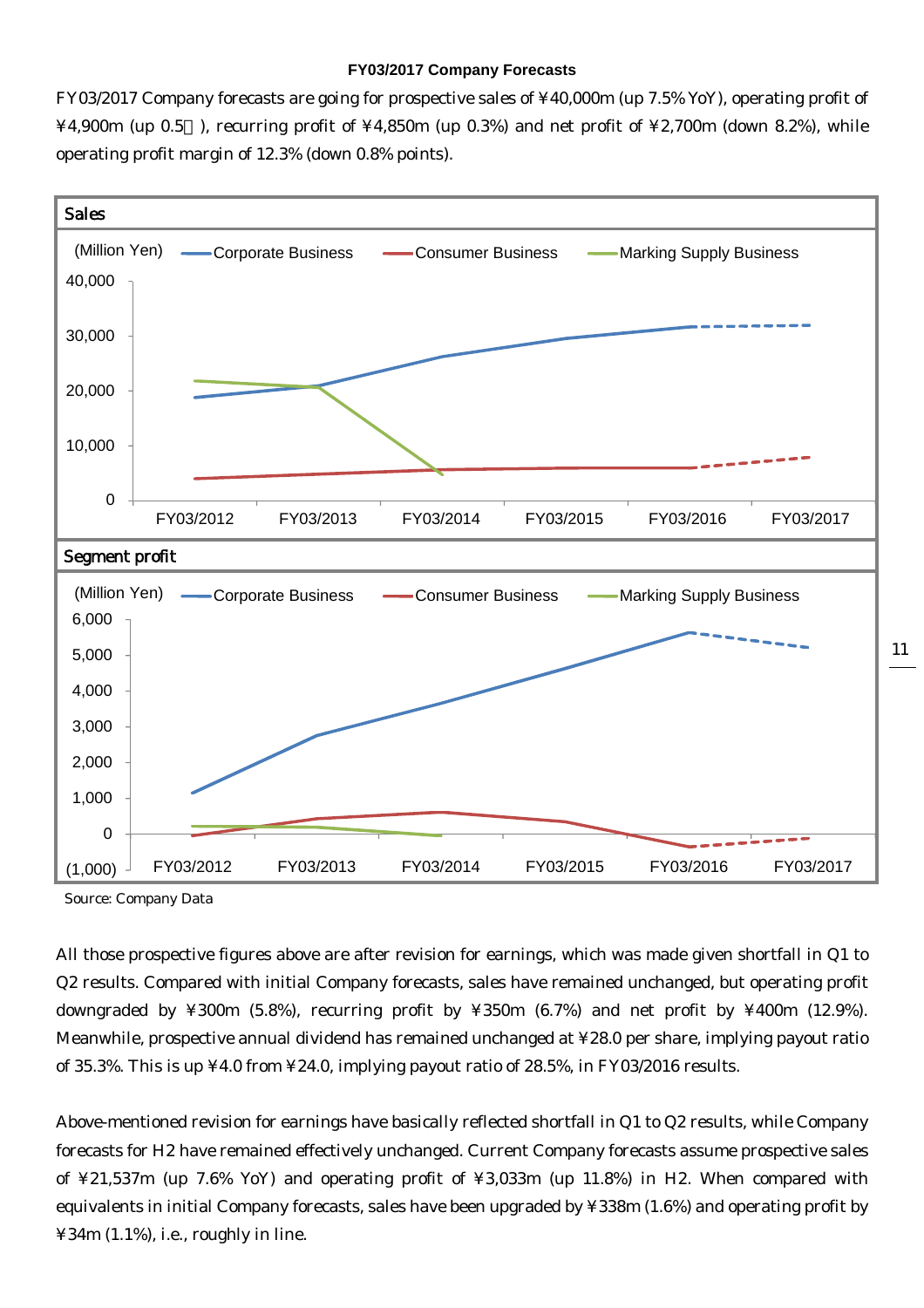### FY03/2017 Company Forecasts

FY03/2017 Company forecasts are going for prospective sales of ¥40,000m (up 7.5% YoY), operating profit of ¥4,900m (up 0.5％), recurring profit of ¥4,850m (up 0.3%) and net profit of ¥2,700m (down 8.2%), while operating profit margin of 12.3% (down 0.8% points).

**Sales**

(Million Yen) — Corporate Business, Consumer Business, Marking Supply Business

FY03/2012, FY03/2013, FY03/2014, FY03/2015, FY03/2016, FY03/2017

**Segment profit**

(Million Yen) — Corporate Business, Consumer Business, Marking Supply Business

FY03/2012, FY03/2013, FY03/2014, FY03/2015, FY03/2016, FY03/2017

Source: Company Data

All those prospective figures above are after revision for earnings, which was made given shortfall in Q1 to Q2 results. Compared with initial Company forecasts, sales have remained unchanged, but operating profit downgraded by ¥300m (5.8%), recurring profit by ¥350m (6.7%) and net profit by ¥400m (12.9%). Meanwhile, prospective annual dividend has remained unchanged at ¥28.0 per share, implying payout ratio of 35.3%. This is up ¥4.0 from ¥24.0, implying payout ratio of 28.5%, in FY03/2016 results.

Above-mentioned revision for earnings have basically reflected shortfall in Q1 to Q2 results, while Company forecasts for H2 have remained effectively unchanged. Current Company forecasts assume prospective sales of ¥21,537m (up 7.6% YoY) and operating profit of ¥3,033m (up 11.8%) in H2. When compared with equivalents in initial Company forecasts, sales have been upgraded by ¥338m (1.6%) and operating profit by ¥34m (1.1%), i.e., roughly in line.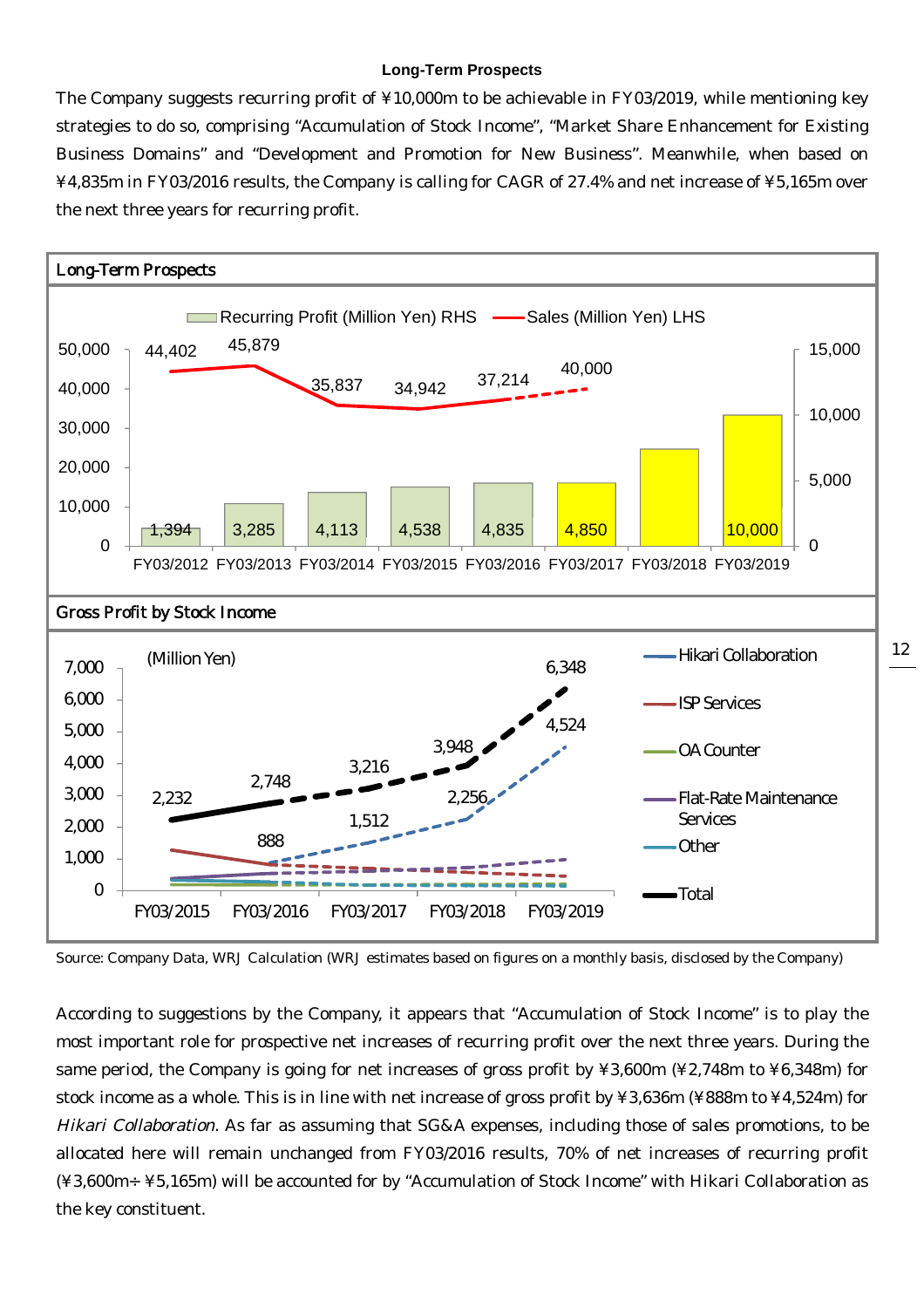**Long-Term Prospects**

The Company suggests recurring profit of ¥10,000m to be achievable in FY03/2019, while mentioning key strategies to do so, comprising "Accumulation of Stock Income", "Market Share Enhancement for Existing Business Domains" and "Development and Promotion for New Business". Meanwhile, when based on ¥4,835m in FY03/2016 results, the Company is calling for CAGR of 27.4% and net increase of ¥5,165m over the next three years for recurring profit.

**Long-Term Prospects**

Recurring Profit (Million Yen) RHS / Sales (Million Yen) LHS

| | FY03/2012 | FY03/2013 | FY03/2014 | FY03/2015 | FY03/2016 | FY03/2017 | FY03/2018 | FY03/2019 |
|---|---|---|---|---|---|---|---|---|
| Sales (Million Yen) LHS | 44,402 | 45,879 | 35,837 | 34,942 | 37,214 | 40,000 | | |
| Recurring Profit (Million Yen) RHS | 1,394 | 3,285 | 4,113 | 4,538 | 4,835 | 4,850 | | 10,000 |

**Gross Profit by Stock Income**

(Million Yen)

| | FY03/2015 | FY03/2016 | FY03/2017 | FY03/2018 | FY03/2019 |
|---|---|---|---|---|---|
| Hikari Collaboration | | 888 | 1,512 | 2,256 | 4,524 |
| Total | 2,232 | 2,748 | 3,216 | 3,948 | 6,348 |

Legend: Hikari Collaboration, ISP Services, OA Counter, Flat-Rate Maintenance Services, Other, Total

Source: Company Data, WRJ Calculation (WRJ estimates based on figures on a monthly basis, disclosed by the Company)

According to suggestions by the Company, it appears that "Accumulation of Stock Income" is to play the most important role for prospective net increases of recurring profit over the next three years. During the same period, the Company is going for net increases of gross profit by ¥3,600m (¥2,748m to ¥6,348m) for stock income as a whole. This is in line with net increase of gross profit by ¥3,636m (¥888m to ¥4,524m) for *Hikari Collaboration*. As far as assuming that SG&A expenses, including those of sales promotions, to be allocated here will remain unchanged from FY03/2016 results, 70% of net increases of recurring profit (¥3,600m÷¥5,165m) will be accounted for by "Accumulation of Stock Income" with Hikari Collaboration as the key constituent.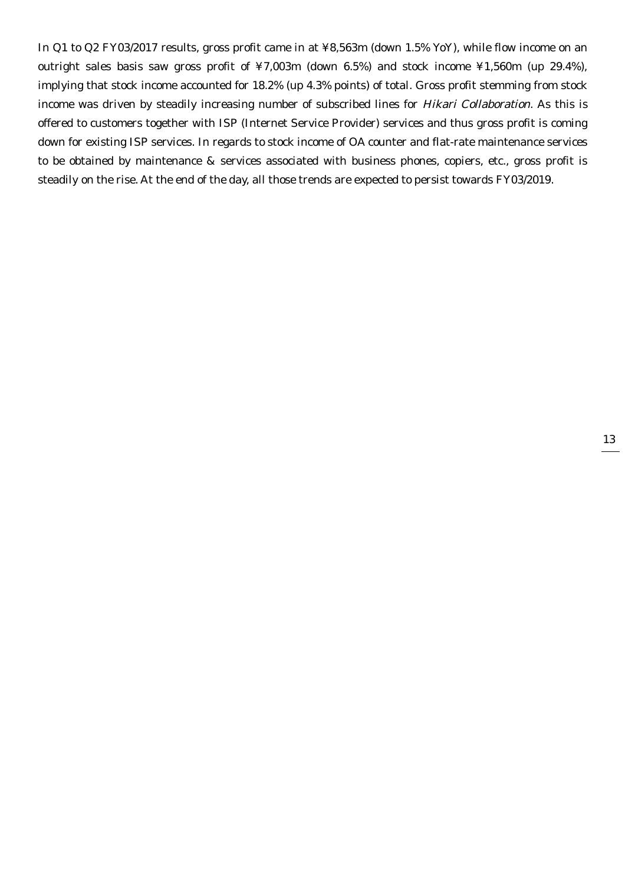In Q1 to Q2 FY03/2017 results, gross profit came in at ¥8,563m (down 1.5% YoY), while flow income on an outright sales basis saw gross profit of ¥7,003m (down 6.5%) and stock income ¥1,560m (up 29.4%), implying that stock income accounted for 18.2% (up 4.3% points) of total. Gross profit stemming from stock income was driven by steadily increasing number of subscribed lines for *Hikari Collaboration*. As this is offered to customers together with ISP (Internet Service Provider) services and thus gross profit is coming down for existing ISP services. In regards to stock income of OA counter and flat-rate maintenance services to be obtained by maintenance & services associated with business phones, copiers, etc., gross profit is steadily on the rise. At the end of the day, all those trends are expected to persist towards FY03/2019.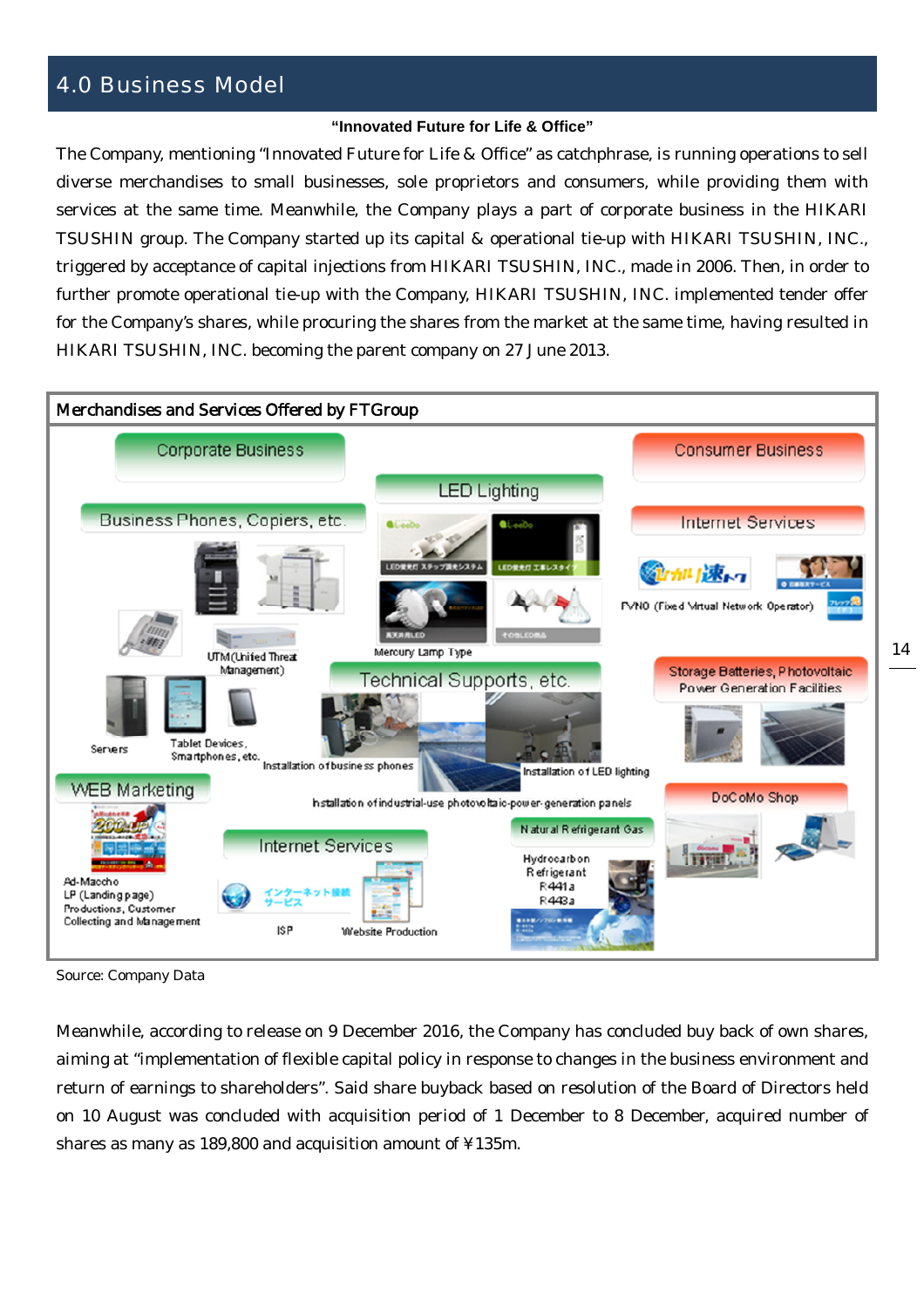# 4.0 Business Model

**"Innovated Future for Life & Office"**

The Company, mentioning "Innovated Future for Life & Office" as catchphrase, is running operations to sell diverse merchandises to small businesses, sole proprietors and consumers, while providing them with services at the same time. Meanwhile, the Company plays a part of corporate business in the HIKARI TSUSHIN group. The Company started up its capital & operational tie-up with HIKARI TSUSHIN, INC., triggered by acceptance of capital injections from HIKARI TSUSHIN, INC., made in 2006. Then, in order to further promote operational tie-up with the Company, HIKARI TSUSHIN, INC. implemented tender offer for the Company's shares, while procuring the shares from the market at the same time, having resulted in HIKARI TSUSHIN, INC. becoming the parent company on 27 June 2013.

**Merchandises and Services Offered by FTGroup**

Corporate Business

Business Phones, Copiers, etc.

UTM (Unified Threat Management)

Servers

Tablet Devices, Smartphones, etc.

LED Lighting

Mercury Lamp Type

Technical Supports, etc.

Installation of business phones

Installation of LED lighting

Installation of industrial-use photovoltaic-power-generation panels

WEB Marketing

Ad-Maccho

LP (Landing page) Productions, Customer Collecting and Management

Internet Services

ISP

Website Production

Natural Refrigerant Gas

Hydrocarbon Refrigerant R441a R443a

Consumer Business

Internet Services

FVNO (Fixed Virtual Network Operator)

Storage Batteries, Photovoltaic Power Generation Facilities

DoCoMo Shop

Source: Company Data

Meanwhile, according to release on 9 December 2016, the Company has concluded buy back of own shares, aiming at "implementation of flexible capital policy in response to changes in the business environment and return of earnings to shareholders". Said share buyback based on resolution of the Board of Directors held on 10 August was concluded with acquisition period of 1 December to 8 December, acquired number of shares as many as 189,800 and acquisition amount of ¥135m.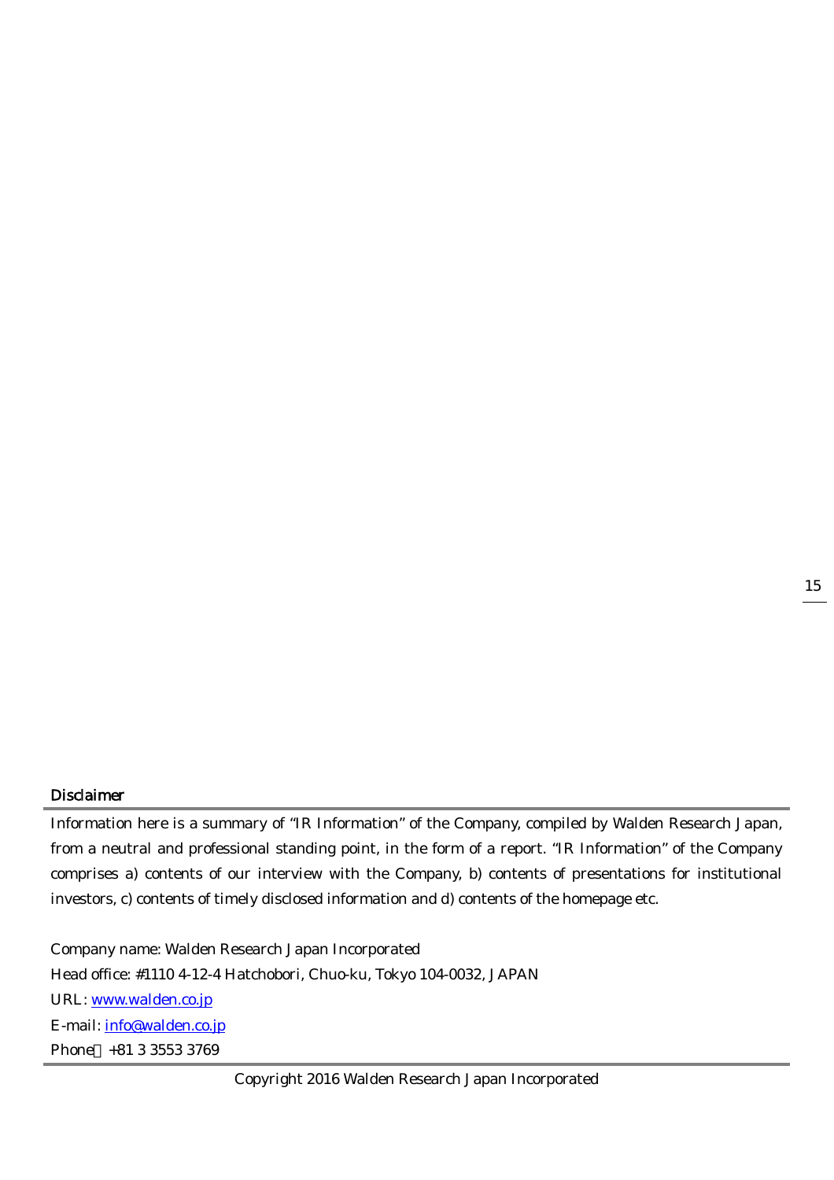## Disclaimer

Information here is a summary of "IR Information" of the Company, compiled by Walden Research Japan, from a neutral and professional standing point, in the form of a report. "IR Information" of the Company comprises a) contents of our interview with the Company, b) contents of presentations for institutional investors, c) contents of timely disclosed information and d) contents of the homepage etc.

Company name: Walden Research Japan Incorporated
Head office: #1110 4-12-4 Hatchobori, Chuo-ku, Tokyo 104-0032, JAPAN
URL: www.walden.co.jp
E-mail: info@walden.co.jp
Phone：+81 3 3553 3769

Copyright 2016 Walden Research Japan Incorporated